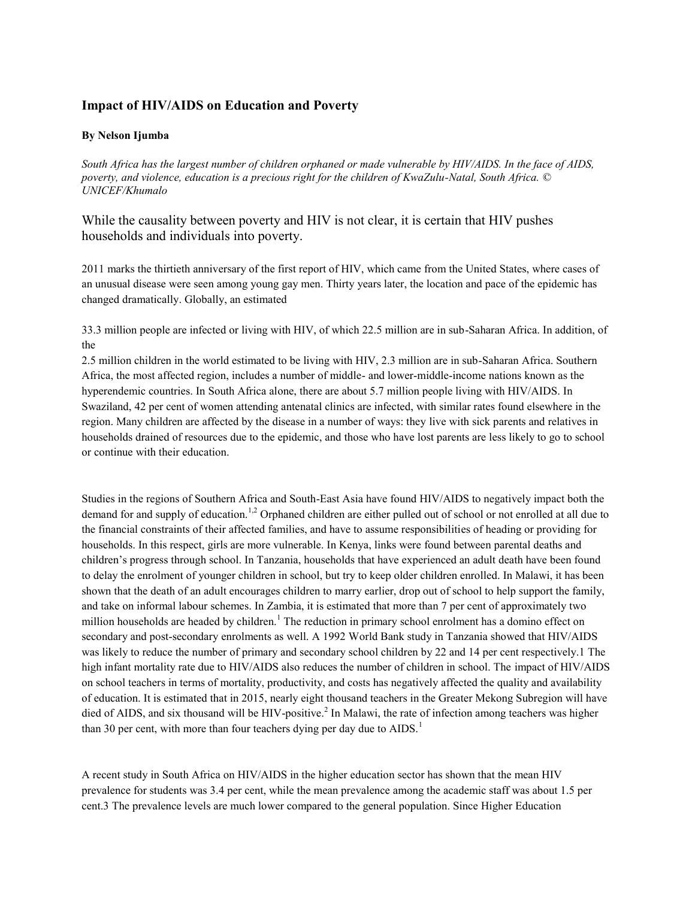## Impact of HIV/AIDS on Education and Poverty

**By Nelson Ijumba**

*South Africa has the largest number of children orphaned or made vulnerable by HIV/AIDS. In the face of AIDS, poverty, and violence, education is a precious right for the children of KwaZulu-Natal, South Africa. © UNICEF/Khumalo*

While the causality between poverty and HIV is not clear, it is certain that HIV pushes households and individuals into poverty.

2011 marks the thirtieth anniversary of the first report of HIV, which came from the United States, where cases of an unusual disease were seen among young gay men. Thirty years later, the location and pace of the epidemic has changed dramatically. Globally, an estimated

33.3 million people are infected or living with HIV, of which 22.5 million are in sub-Saharan Africa. In addition, of the

2.5 million children in the world estimated to be living with HIV, 2.3 million are in sub-Saharan Africa. Southern Africa, the most affected region, includes a number of middle- and lower-middle-income nations known as the hyperendemic countries. In South Africa alone, there are about 5.7 million people living with HIV/AIDS. In Swaziland, 42 per cent of women attending antenatal clinics are infected, with similar rates found elsewhere in the region. Many children are affected by the disease in a number of ways: they live with sick parents and relatives in households drained of resources due to the epidemic, and those who have lost parents are less likely to go to school or continue with their education.

Studies in the regions of Southern Africa and South-East Asia have found HIV/AIDS to negatively impact both the demand for and supply of education.[1,2] Orphaned children are either pulled out of school or not enrolled at all due to the financial constraints of their affected families, and have to assume responsibilities of heading or providing for households. In this respect, girls are more vulnerable. In Kenya, links were found between parental deaths and children's progress through school. In Tanzania, households that have experienced an adult death have been found to delay the enrolment of younger children in school, but try to keep older children enrolled. In Malawi, it has been shown that the death of an adult encourages children to marry earlier, drop out of school to help support the family, and take on informal labour schemes. In Zambia, it is estimated that more than 7 per cent of approximately two million households are headed by children.[1] The reduction in primary school enrolment has a domino effect on secondary and post-secondary enrolments as well. A 1992 World Bank study in Tanzania showed that HIV/AIDS was likely to reduce the number of primary and secondary school children by 22 and 14 per cent respectively.1 The high infant mortality rate due to HIV/AIDS also reduces the number of children in school. The impact of HIV/AIDS on school teachers in terms of mortality, productivity, and costs has negatively affected the quality and availability of education. It is estimated that in 2015, nearly eight thousand teachers in the Greater Mekong Subregion will have died of AIDS, and six thousand will be HIV-positive.[2] In Malawi, the rate of infection among teachers was higher than 30 per cent, with more than four teachers dying per day due to AIDS.[1]

A recent study in South Africa on HIV/AIDS in the higher education sector has shown that the mean HIV prevalence for students was 3.4 per cent, while the mean prevalence among the academic staff was about 1.5 per cent.3 The prevalence levels are much lower compared to the general population. Since Higher Education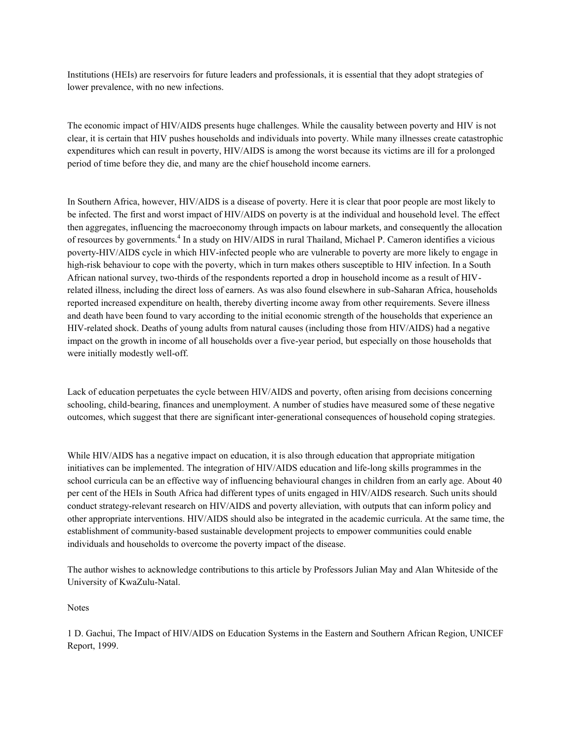Institutions (HEIs) are reservoirs for future leaders and professionals, it is essential that they adopt strategies of lower prevalence, with no new infections.

The economic impact of HIV/AIDS presents huge challenges. While the causality between poverty and HIV is not clear, it is certain that HIV pushes households and individuals into poverty. While many illnesses create catastrophic expenditures which can result in poverty, HIV/AIDS is among the worst because its victims are ill for a prolonged period of time before they die, and many are the chief household income earners.

In Southern Africa, however, HIV/AIDS is a disease of poverty. Here it is clear that poor people are most likely to be infected. The first and worst impact of HIV/AIDS on poverty is at the individual and household level. The effect then aggregates, influencing the macroeconomy through impacts on labour markets, and consequently the allocation of resources by governments.[4] In a study on HIV/AIDS in rural Thailand, Michael P. Cameron identifies a vicious poverty-HIV/AIDS cycle in which HIV-infected people who are vulnerable to poverty are more likely to engage in high-risk behaviour to cope with the poverty, which in turn makes others susceptible to HIV infection. In a South African national survey, two-thirds of the respondents reported a drop in household income as a result of HIV-related illness, including the direct loss of earners. As was also found elsewhere in sub-Saharan Africa, households reported increased expenditure on health, thereby diverting income away from other requirements. Severe illness and death have been found to vary according to the initial economic strength of the households that experience an HIV-related shock. Deaths of young adults from natural causes (including those from HIV/AIDS) had a negative impact on the growth in income of all households over a five-year period, but especially on those households that were initially modestly well-off.

Lack of education perpetuates the cycle between HIV/AIDS and poverty, often arising from decisions concerning schooling, child-bearing, finances and unemployment. A number of studies have measured some of these negative outcomes, which suggest that there are significant inter-generational consequences of household coping strategies.

While HIV/AIDS has a negative impact on education, it is also through education that appropriate mitigation initiatives can be implemented. The integration of HIV/AIDS education and life-long skills programmes in the school curricula can be an effective way of influencing behavioural changes in children from an early age. About 40 per cent of the HEIs in South Africa had different types of units engaged in HIV/AIDS research. Such units should conduct strategy-relevant research on HIV/AIDS and poverty alleviation, with outputs that can inform policy and other appropriate interventions. HIV/AIDS should also be integrated in the academic curricula. At the same time, the establishment of community-based sustainable development projects to empower communities could enable individuals and households to overcome the poverty impact of the disease.

The author wishes to acknowledge contributions to this article by Professors Julian May and Alan Whiteside of the University of KwaZulu-Natal.

Notes

1 D. Gachui, The Impact of HIV/AIDS on Education Systems in the Eastern and Southern African Region, UNICEF Report, 1999.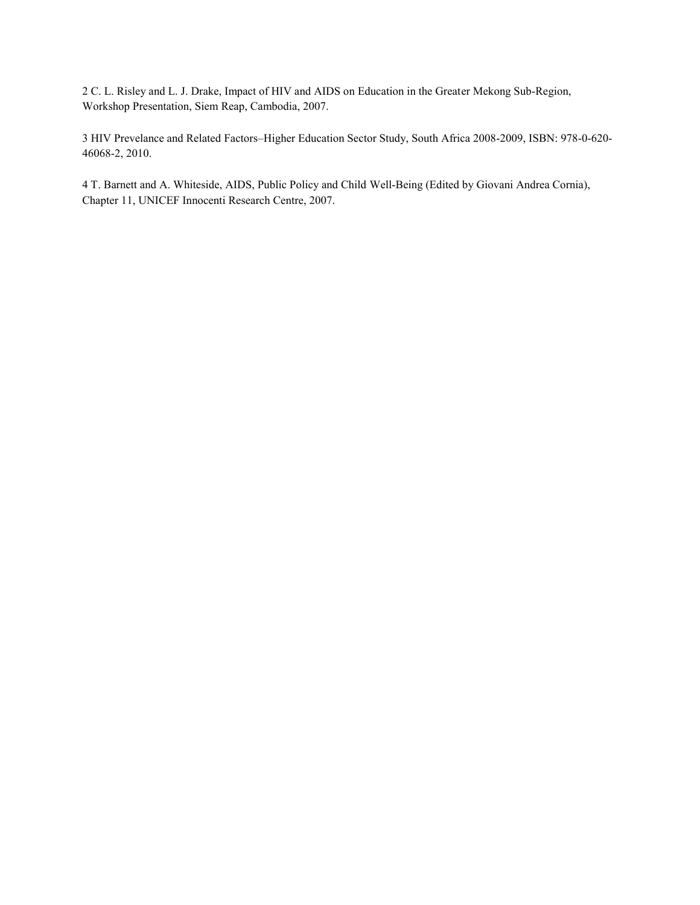2 C. L. Risley and L. J. Drake, Impact of HIV and AIDS on Education in the Greater Mekong Sub-Region, Workshop Presentation, Siem Reap, Cambodia, 2007.

3 HIV Prevelance and Related Factors–Higher Education Sector Study, South Africa 2008-2009, ISBN: 978-0-620-46068-2, 2010.

4 T. Barnett and A. Whiteside, AIDS, Public Policy and Child Well-Being (Edited by Giovani Andrea Cornia), Chapter 11, UNICEF Innocenti Research Centre, 2007.